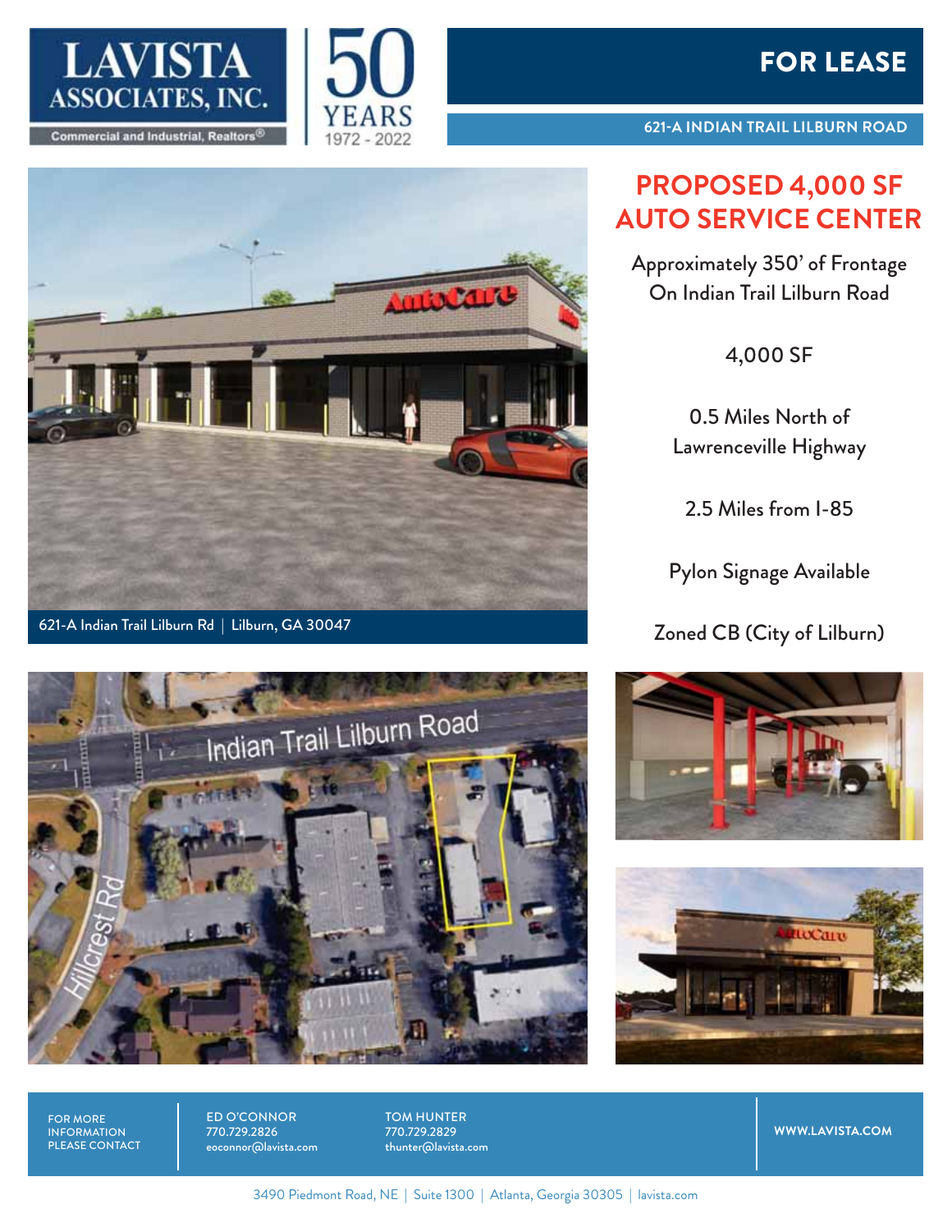LAVISTA ASSOCIATES, INC.

Commercial and Industrial, Realtors®

50 YEARS 1972 - 2022

# FOR LEASE

**621-A INDIAN TRAIL LILBURN ROAD**

## PROPOSED 4,000 SF AUTO SERVICE CENTER

Approximately 350' of Frontage On Indian Trail Lilburn Road

4,000 SF

0.5 Miles North of Lawrenceville Highway

2.5 Miles from I-85

Pylon Signage Available

Zoned CB (City of Lilburn)

621-A Indian Trail Lilburn Rd | Lilburn, GA 30047

Indian Trail Lilburn Road

Hillcrest Rd

FOR MORE INFORMATION PLEASE CONTACT

ED O'CONNOR
770.729.2826
eoconnor@lavista.com

TOM HUNTER
770.729.2829
thunter@lavista.com

WWW.LAVISTA.COM

3490 Piedmont Road, NE | Suite 1300 | Atlanta, Georgia 30305 | lavista.com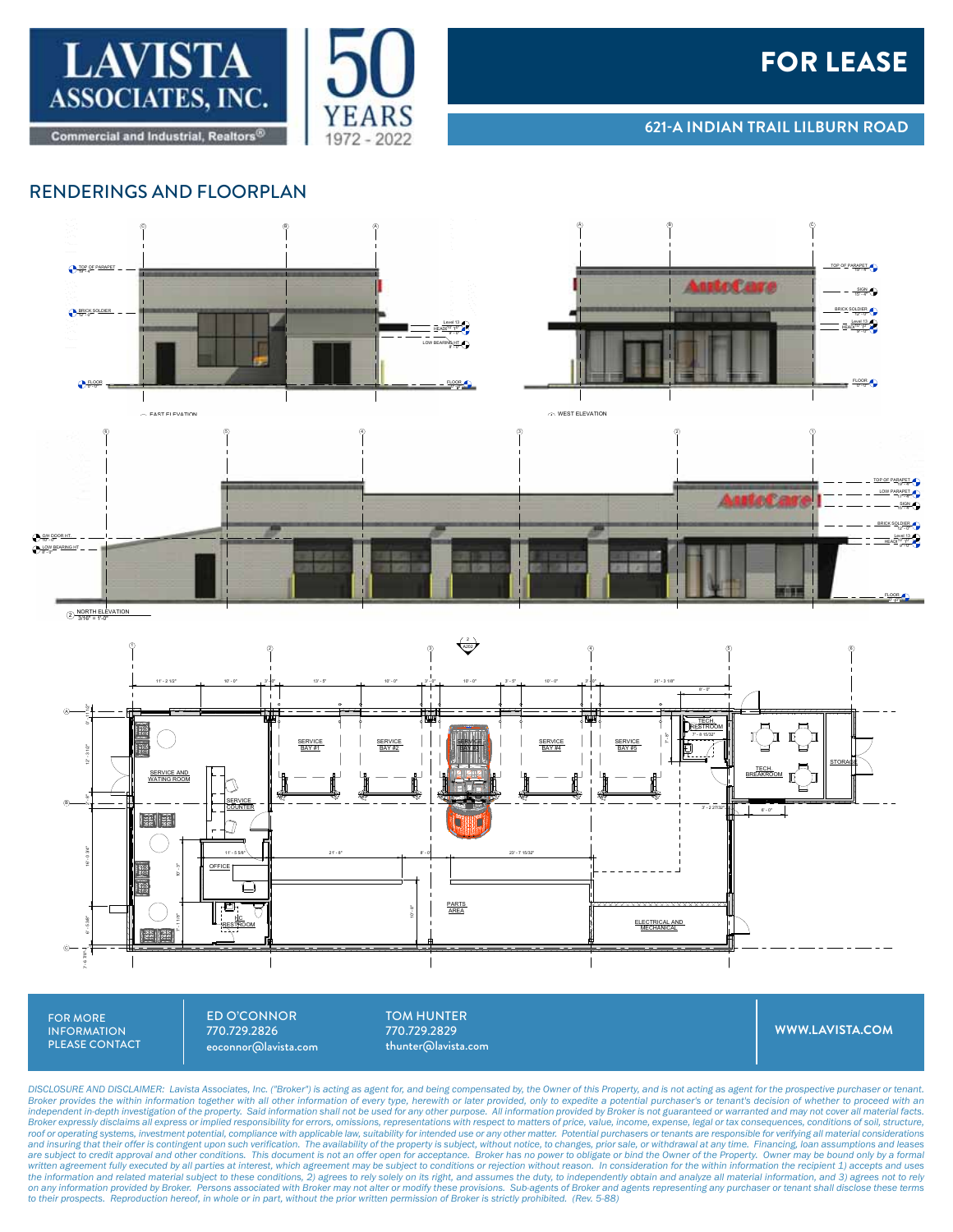LAVISTA ASSOCIATES, INC.
Commercial and Industrial, Realtors®

50 YEARS 1972 - 2022

# FOR LEASE

## 621-A INDIAN TRAIL LILBURN ROAD

## RENDERINGS AND FLOORPLAN

EAST ELEVATION

WEST ELEVATION

NORTH ELEVATION
3/16" = 1'-0"

SERVICE AND WAITING ROOM

SERVICE COUNTER

OFFICE

HC RESTROOM

SERVICE BAY #1

SERVICE BAY #2

SERVICE BAY #3

SERVICE BAY #4

SERVICE BAY #5

TECH. RESTROOM

TECH. BREAKROOM

STORAGE

PARTS AREA

ELECTRICAL AND MECHANICAL

FOR MORE INFORMATION PLEASE CONTACT

ED O'CONNOR
770.729.2826
eoconnor@lavista.com

TOM HUNTER
770.729.2829
thunter@lavista.com

WWW.LAVISTA.COM

*DISCLOSURE AND DISCLAIMER: Lavista Associates, Inc. ("Broker") is acting as agent for, and being compensated by, the Owner of this Property, and is not acting as agent for the prospective purchaser or tenant. Broker provides the within information together with all other information of every type, herewith or later provided, only to expedite a potential purchaser's or tenant's decision of whether to proceed with an independent in-depth investigation of the property. Said information shall not be used for any other purpose. All information provided by Broker is not guaranteed or warranted and may not cover all material facts. Broker expressly disclaims all express or implied responsibility for errors, omissions, representations with respect to matters of price, value, income, expense, legal or tax consequences, conditions of soil, structure, roof or operating systems, investment potential, compliance with applicable law, suitability for intended use or any other matter. Potential purchasers or tenants are responsible for verifying all material considerations and insuring that their offer is contingent upon such verification. The availability of the property is subject, without notice, to changes, prior sale, or withdrawal at any time. Financing, loan assumptions and leases are subject to credit approval and other conditions. This document is not an offer open for acceptance. Broker has no power to obligate or bind the Owner of the Property. Owner may be bound only by a formal written agreement fully executed by all parties at interest, which agreement may be subject to conditions or rejection without reason. In consideration for the within information the recipient 1) accepts and uses the information and related material subject to these conditions, 2) agrees to rely solely on its right, and assumes the duty, to independently obtain and analyze all material information, and 3) agrees not to rely on any information provided by Broker. Persons associated with Broker may not alter or modify these provisions. Sub-agents of Broker and agents representing any purchaser or tenant shall disclose these terms to their prospects. Reproduction hereof, in whole or in part, without the prior written permission of Broker is strictly prohibited. (Rev. 5-88)*